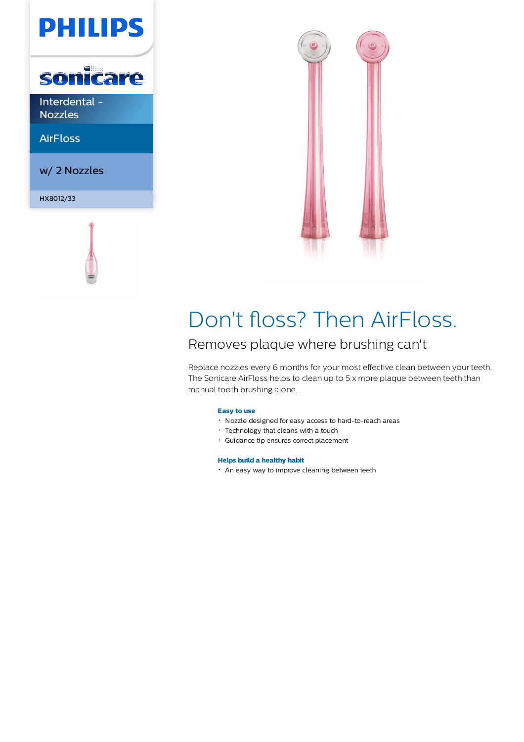PHILIPS

sonicare

Interdental - Nozzles

AirFloss

w/ 2 Nozzles

HX8012/33

# Don't floss? Then AirFloss.

## Removes plaque where brushing can't

Replace nozzles every 6 months for your most effective clean between your teeth. The Sonicare AirFloss helps to clean up to 5 x more plaque between teeth than manual tooth brushing alone.

**Easy to use**

- Nozzle designed for easy access to hard-to-reach areas
- Technology that cleans with a touch
- Guidance tip ensures correct placement

**Helps build a healthy habit**

- An easy way to improve cleaning between teeth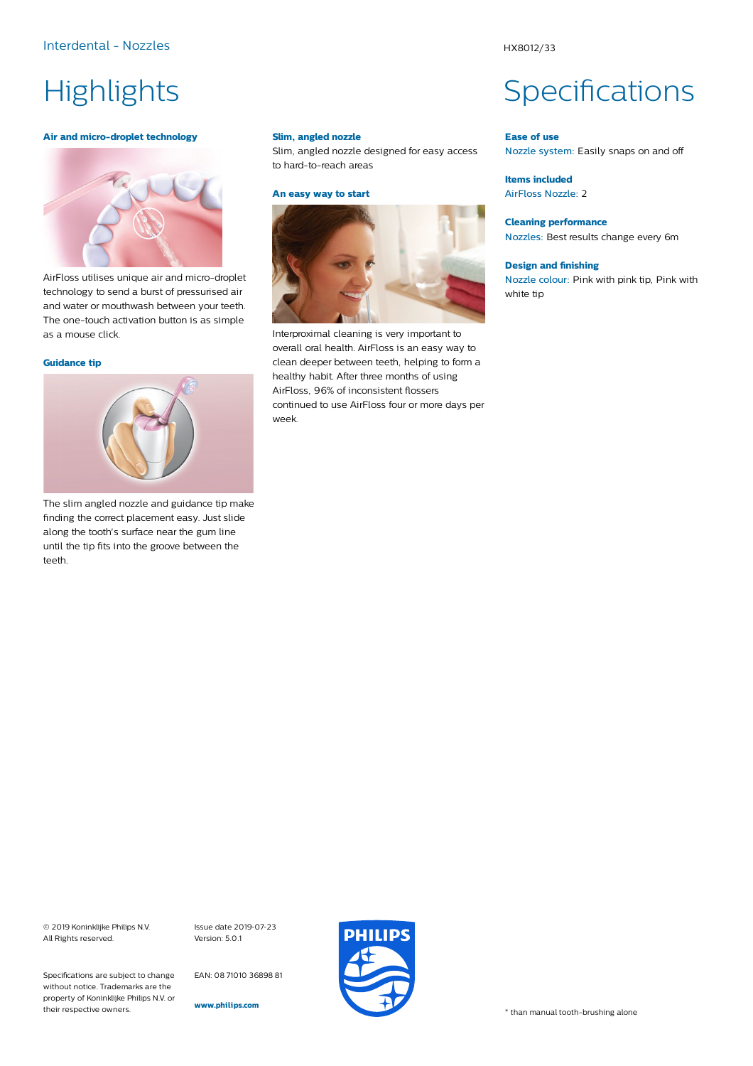Interdental - Nozzles

HX8012/33

# Highlights

### Air and micro-droplet technology

AirFloss utilises unique air and micro-droplet technology to send a burst of pressurised air and water or mouthwash between your teeth. The one-touch activation button is as simple as a mouse click.

### Guidance tip

The slim angled nozzle and guidance tip make finding the correct placement easy. Just slide along the tooth's surface near the gum line until the tip fits into the groove between the teeth.

### Slim, angled nozzle

Slim, angled nozzle designed for easy access to hard-to-reach areas

### An easy way to start

Interproximal cleaning is very important to overall oral health. AirFloss is an easy way to clean deeper between teeth, helping to form a healthy habit. After three months of using AirFloss, 96% of inconsistent flossers continued to use AirFloss four or more days per week.

# Specifications

### Ease of use

- Nozzle system: Easily snaps on and off

### Items included

- AirFloss Nozzle: 2

### Cleaning performance

- Nozzles: Best results change every 6m

### Design and finishing

- Nozzle colour: Pink with pink tip, Pink with white tip

© 2019 Koninklijke Philips N.V.
All Rights reserved.

Specifications are subject to change without notice. Trademarks are the property of Koninklijke Philips N.V. or their respective owners.

Issue date 2019-07-23
Version: 5.0.1

EAN: 08 71010 36898 81

www.philips.com

\* than manual tooth-brushing alone